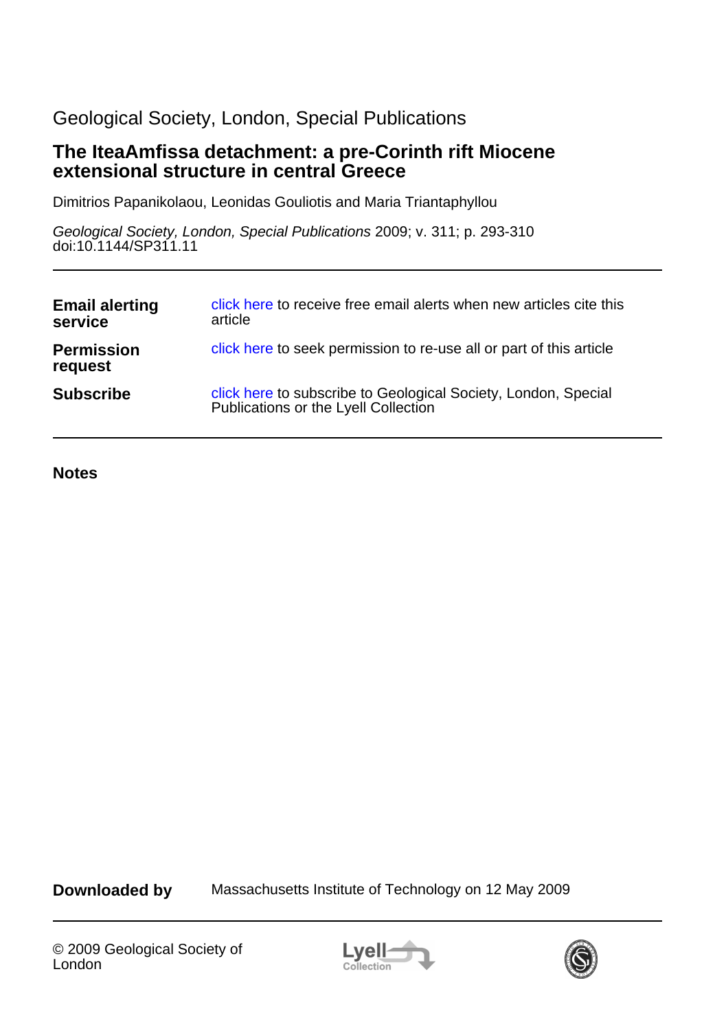Geological Society, London, Special Publications

# The IteaAmfissa detachment: a pre-Corinth rift Miocene extensional structure in central Greece

Dimitrios Papanikolaou, Leonidas Gouliotis and Maria Triantaphyllou

*Geological Society, London, Special Publications* 2009; v. 311; p. 293-310
doi:10.1144/SP311.11

---

**Email alerting service** — click here to receive free email alerts when new articles cite this article

**Permission request** — click here to seek permission to re-use all or part of this article

**Subscribe** — click here to subscribe to Geological Society, London, Special Publications or the Lyell Collection

---

**Notes**

**Downloaded by** Massachusetts Institute of Technology on 12 May 2009

---

© 2009 Geological Society of London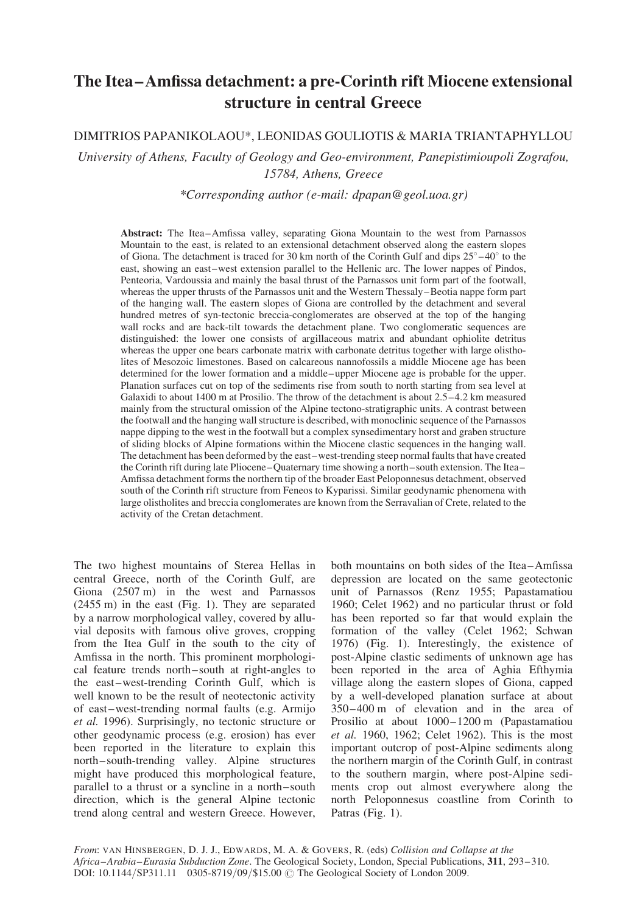# The Itea–Amfissa detachment: a pre-Corinth rift Miocene extensional structure in central Greece

DIMITRIOS PAPANIKOLAOU*, LEONIDAS GOULIOTIS & MARIA TRIANTAPHYLLOU

*University of Athens, Faculty of Geology and Geo-environment, Panepistimioupoli Zografou, 15784, Athens, Greece*

*\*Corresponding author (e-mail: dpapan@geol.uoa.gr)*

**Abstract:** The Itea–Amfissa valley, separating Giona Mountain to the west from Parnassos Mountain to the east, is related to an extensional detachment observed along the eastern slopes of Giona. The detachment is traced for 30 km north of the Corinth Gulf and dips 25°–40° to the east, showing an east–west extension parallel to the Hellenic arc. The lower nappes of Pindos, Penteoria, Vardoussia and mainly the basal thrust of the Parnassos unit form part of the footwall, whereas the upper thrusts of the Parnassos unit and the Western Thessaly–Beotia nappe form part of the hanging wall. The eastern slopes of Giona are controlled by the detachment and several hundred metres of syn-tectonic breccia-conglomerates are observed at the top of the hanging wall rocks and are back-tilt towards the detachment plane. Two conglomeratic sequences are distinguished: the lower one consists of argillaceous matrix and abundant ophiolite detritus whereas the upper one bears carbonate matrix with carbonate detritus together with large olistholites of Mesozoic limestones. Based on calcareous nannofossils a middle Miocene age has been determined for the lower formation and a middle–upper Miocene age is probable for the upper. Planation surfaces cut on top of the sediments rise from south to north starting from sea level at Galaxidi to about 1400 m at Prosilio. The throw of the detachment is about 2.5–4.2 km measured mainly from the structural omission of the Alpine tectono-stratigraphic units. A contrast between the footwall and the hanging wall structure is described, with monoclinic sequence of the Parnassos nappe dipping to the west in the footwall but a complex synsedimentary horst and graben structure of sliding blocks of Alpine formations within the Miocene clastic sequences in the hanging wall. The detachment has been deformed by the east–west-trending steep normal faults that have created the Corinth rift during late Pliocene–Quaternary time showing a north–south extension. The Itea–Amfissa detachment forms the northern tip of the broader East Peloponnesus detachment, observed south of the Corinth rift structure from Feneos to Kyparissi. Similar geodynamic phenomena with large olistholites and breccia conglomerates are known from the Serravalian of Crete, related to the activity of the Cretan detachment.

The two highest mountains of Sterea Hellas in central Greece, north of the Corinth Gulf, are Giona (2507 m) in the west and Parnassos (2455 m) in the east (Fig. 1). They are separated by a narrow morphological valley, covered by alluvial deposits with famous olive groves, cropping from the Itea Gulf in the south to the city of Amfissa in the north. This prominent morphological feature trends north–south at right-angles to the east–west-trending Corinth Gulf, which is well known to be the result of neotectonic activity of east–west-trending normal faults (e.g. Armijo *et al.* 1996). Surprisingly, no tectonic structure or other geodynamic process (e.g. erosion) has ever been reported in the literature to explain this north–south-trending valley. Alpine structures might have produced this morphological feature, parallel to a thrust or a syncline in a north–south direction, which is the general Alpine tectonic trend along central and western Greece. However, both mountains on both sides of the Itea–Amfissa depression are located on the same geotectonic unit of Parnassos (Renz 1955; Papastamatiou 1960; Celet 1962) and no particular thrust or fold has been reported so far that would explain the formation of the valley (Celet 1962; Schwan 1976) (Fig. 1). Interestingly, the existence of post-Alpine clastic sediments of unknown age has been reported in the area of Aghia Efthymia village along the eastern slopes of Giona, capped by a well-developed planation surface at about 350–400 m of elevation and in the area of Prosilio at about 1000–1200 m (Papastamatiou *et al.* 1960, 1962; Celet 1962). This is the most important outcrop of post-Alpine sediments along the northern margin of the Corinth Gulf, in contrast to the southern margin, where post-Alpine sediments crop out almost everywhere along the north Peloponnesus coastline from Corinth to Patras (Fig. 1).

*From*: VAN HINSBERGEN, D. J. J., EDWARDS, M. A. & GOVERS, R. (eds) *Collision and Collapse at the Africa–Arabia–Eurasia Subduction Zone*. The Geological Society, London, Special Publications, **311**, 293–310.
DOI: 10.1144/SP311.11 0305-8719/09/$15.00 © The Geological Society of London 2009.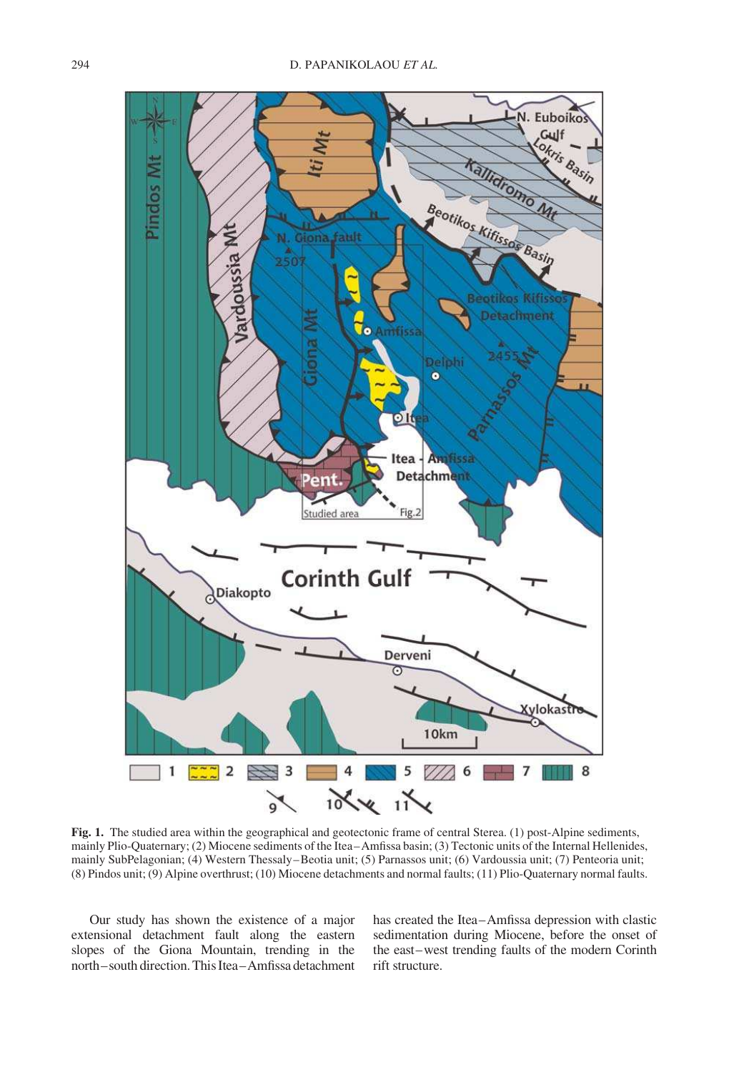**Fig. 1.** The studied area within the geographical and geotectonic frame of central Sterea. (1) post-Alpine sediments, mainly Plio-Quaternary; (2) Miocene sediments of the Itea–Amfissa basin; (3) Tectonic units of the Internal Hellenides, mainly SubPelagonian; (4) Western Thessaly–Beotia unit; (5) Parnassos unit; (6) Vardoussia unit; (7) Penteoria unit; (8) Pindos unit; (9) Alpine overthrust; (10) Miocene detachments and normal faults; (11) Plio-Quaternary normal faults.

Our study has shown the existence of a major extensional detachment fault along the eastern slopes of the Giona Mountain, trending in the north–south direction. This Itea–Amfissa detachment has created the Itea–Amfissa depression with clastic sedimentation during Miocene, before the onset of the east–west trending faults of the modern Corinth rift structure.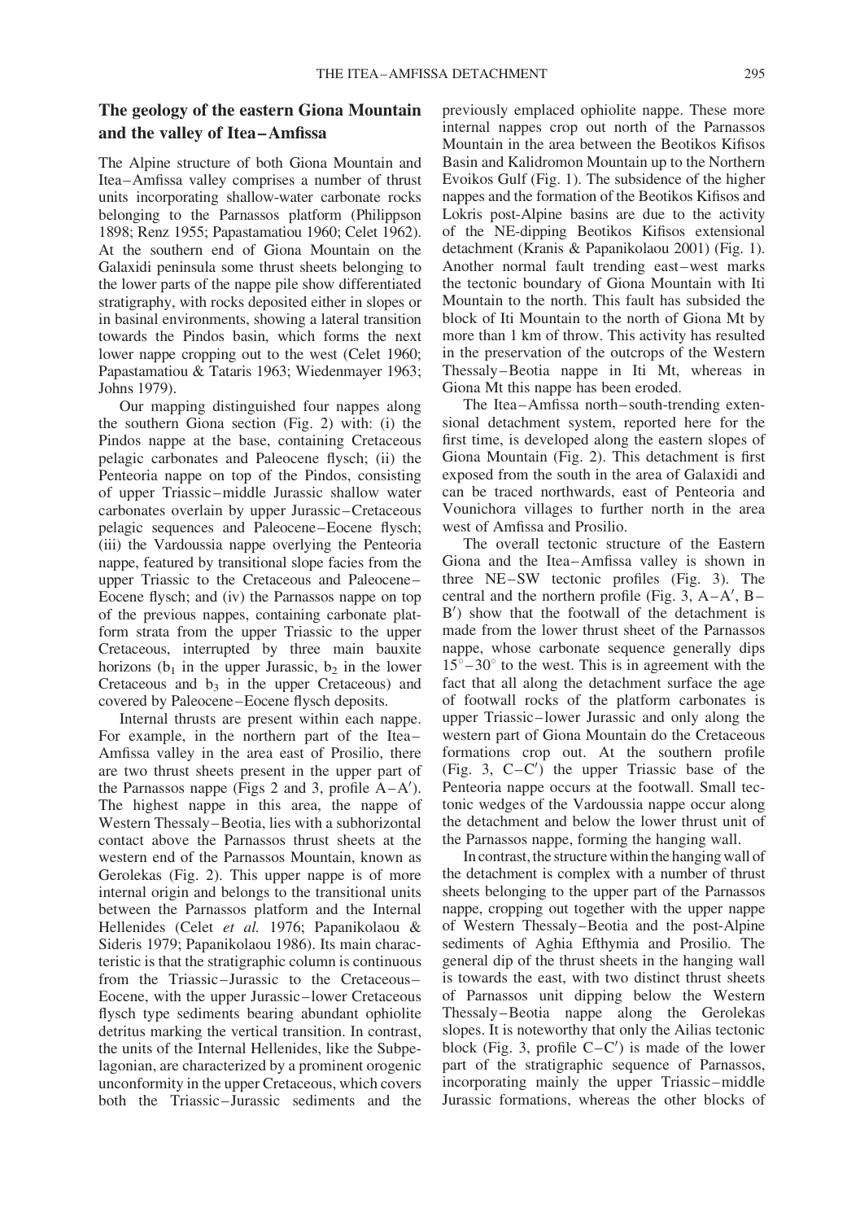## The geology of the eastern Giona Mountain and the valley of Itea–Amfissa

The Alpine structure of both Giona Mountain and Itea–Amfissa valley comprises a number of thrust units incorporating shallow-water carbonate rocks belonging to the Parnassos platform (Philippson 1898; Renz 1955; Papastamatiou 1960; Celet 1962). At the southern end of Giona Mountain on the Galaxidi peninsula some thrust sheets belonging to the lower parts of the nappe pile show differentiated stratigraphy, with rocks deposited either in slopes or in basinal environments, showing a lateral transition towards the Pindos basin, which forms the next lower nappe cropping out to the west (Celet 1960; Papastamatiou & Tataris 1963; Wiedenmayer 1963; Johns 1979).

Our mapping distinguished four nappes along the southern Giona section (Fig. 2) with: (i) the Pindos nappe at the base, containing Cretaceous pelagic carbonates and Paleocene flysch; (ii) the Penteoria nappe on top of the Pindos, consisting of upper Triassic–middle Jurassic shallow water carbonates overlain by upper Jurassic–Cretaceous pelagic sequences and Paleocene–Eocene flysch; (iii) the Vardoussia nappe overlying the Penteoria nappe, featured by transitional slope facies from the upper Triassic to the Cretaceous and Paleocene–Eocene flysch; and (iv) the Parnassos nappe on top of the previous nappes, containing carbonate platform strata from the upper Triassic to the upper Cretaceous, interrupted by three main bauxite horizons ($b_1$ in the upper Jurassic, $b_2$ in the lower Cretaceous and $b_3$ in the upper Cretaceous) and covered by Paleocene–Eocene flysch deposits.

Internal thrusts are present within each nappe. For example, in the northern part of the Itea–Amfissa valley in the area east of Prosilio, there are two thrust sheets present in the upper part of the Parnassos nappe (Figs 2 and 3, profile A–A′). The highest nappe in this area, the nappe of Western Thessaly–Beotia, lies with a subhorizontal contact above the Parnassos thrust sheets at the western end of the Parnassos Mountain, known as Gerolekas (Fig. 2). This upper nappe is of more internal origin and belongs to the transitional units between the Parnassos platform and the Internal Hellenides (Celet *et al.* 1976; Papanikolaou & Sideris 1979; Papanikolaou 1986). Its main characteristic is that the stratigraphic column is continuous from the Triassic–Jurassic to the Cretaceous–Eocene, with the upper Jurassic–lower Cretaceous flysch type sediments bearing abundant ophiolite detritus marking the vertical transition. In contrast, the units of the Internal Hellenides, like the Subpelagonian, are characterized by a prominent orogenic unconformity in the upper Cretaceous, which covers both the Triassic–Jurassic sediments and the previously emplaced ophiolite nappe. These more internal nappes crop out north of the Parnassos Mountain in the area between the Beotikos Kifisos Basin and Kalidromon Mountain up to the Northern Evoikos Gulf (Fig. 1). The subsidence of the higher nappes and the formation of the Beotikos Kifisos and Lokris post-Alpine basins are due to the activity of the NE-dipping Beotikos Kifisos extensional detachment (Kranis & Papanikolaou 2001) (Fig. 1). Another normal fault trending east–west marks the tectonic boundary of Giona Mountain with Iti Mountain to the north. This fault has subsided the block of Iti Mountain to the north of Giona Mt by more than 1 km of throw. This activity has resulted in the preservation of the outcrops of the Western Thessaly–Beotia nappe in Iti Mt, whereas in Giona Mt this nappe has been eroded.

The Itea–Amfissa north–south-trending extensional detachment system, reported here for the first time, is developed along the eastern slopes of Giona Mountain (Fig. 2). This detachment is first exposed from the south in the area of Galaxidi and can be traced northwards, east of Penteoria and Vounichora villages to further north in the area west of Amfissa and Prosilio.

The overall tectonic structure of the Eastern Giona and the Itea–Amfissa valley is shown in three NE–SW tectonic profiles (Fig. 3). The central and the northern profile (Fig. 3, A–A′, B–B′) show that the footwall of the detachment is made from the lower thrust sheet of the Parnassos nappe, whose carbonate sequence generally dips $15^{\circ}$–$30^{\circ}$ to the west. This is in agreement with the fact that all along the detachment surface the age of footwall rocks of the platform carbonates is upper Triassic–lower Jurassic and only along the western part of Giona Mountain do the Cretaceous formations crop out. At the southern profile (Fig. 3, C–C′) the upper Triassic base of the Penteoria nappe occurs at the footwall. Small tectonic wedges of the Vardoussia nappe occur along the detachment and below the lower thrust unit of the Parnassos nappe, forming the hanging wall.

In contrast, the structure within the hanging wall of the detachment is complex with a number of thrust sheets belonging to the upper part of the Parnassos nappe, cropping out together with the upper nappe of Western Thessaly–Beotia and the post-Alpine sediments of Aghia Efthymia and Prosilio. The general dip of the thrust sheets in the hanging wall is towards the east, with two distinct thrust sheets of Parnassos unit dipping below the Western Thessaly–Beotia nappe along the Gerolekas slopes. It is noteworthy that only the Ailias tectonic block (Fig. 3, profile C–C′) is made of the lower part of the stratigraphic sequence of Parnassos, incorporating mainly the upper Triassic–middle Jurassic formations, whereas the other blocks of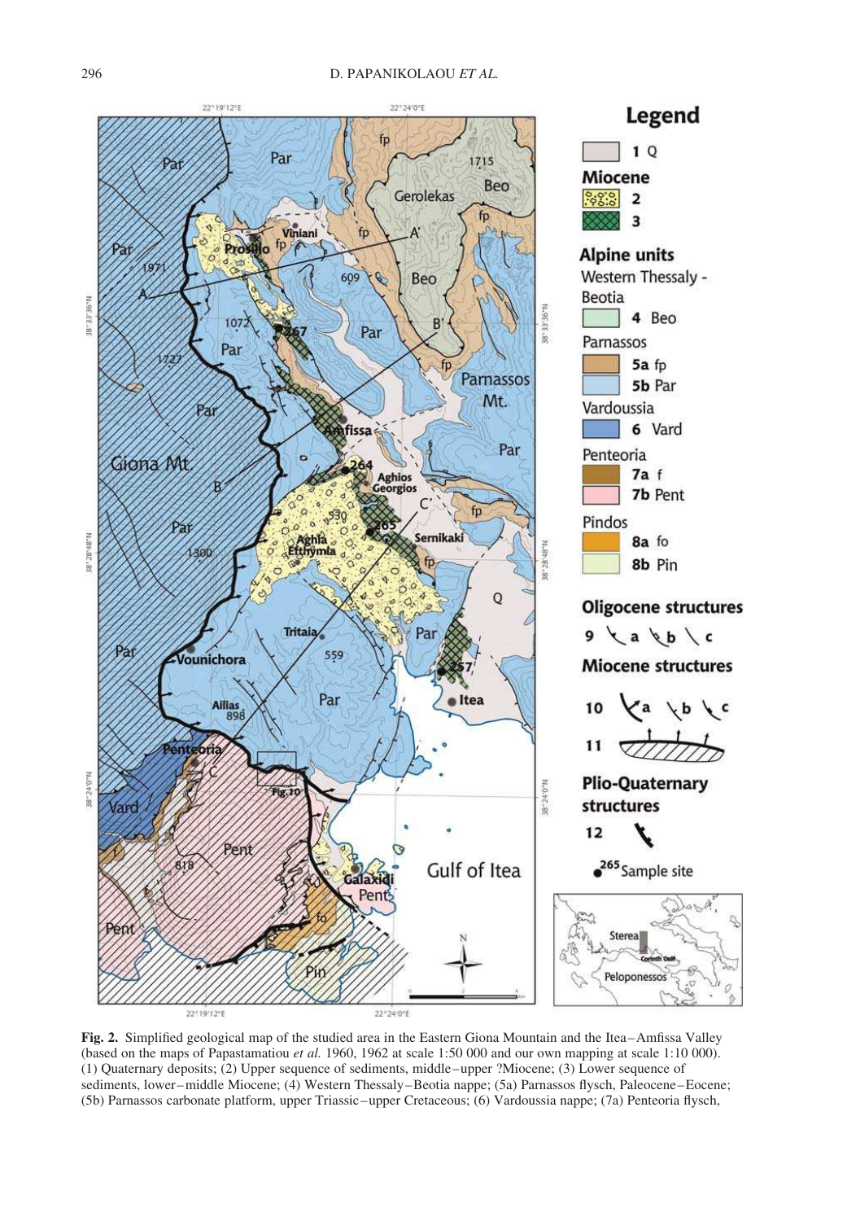**Fig. 2.** Simplified geological map of the studied area in the Eastern Giona Mountain and the Itea–Amfissa Valley (based on the maps of Papastamatiou *et al.* 1960, 1962 at scale 1:50 000 and our own mapping at scale 1:10 000). (1) Quaternary deposits; (2) Upper sequence of sediments, middle–upper ?Miocene; (3) Lower sequence of sediments, lower–middle Miocene; (4) Western Thessaly–Beotia nappe; (5a) Parnassos flysch, Paleocene–Eocene; (5b) Parnassos carbonate platform, upper Triassic–upper Cretaceous; (6) Vardoussia nappe; (7a) Penteoria flysch,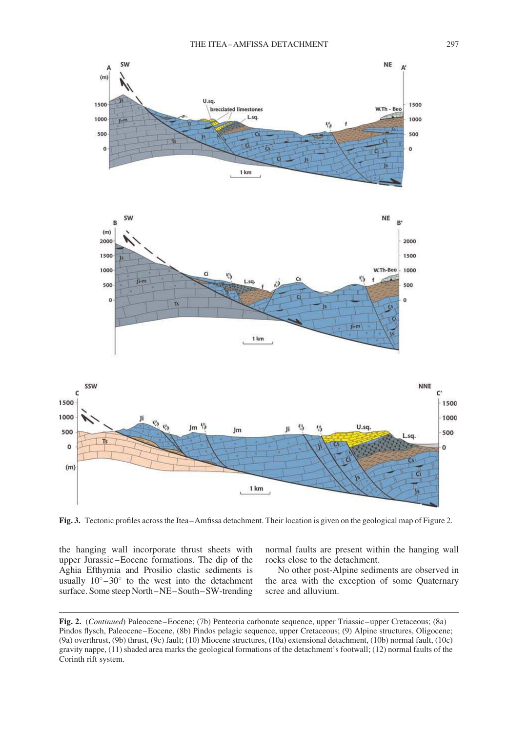**Fig. 3.** Tectonic profiles across the Itea–Amfissa detachment. Their location is given on the geological map of Figure 2.

the hanging wall incorporate thrust sheets with upper Jurassic–Eocene formations. The dip of the Aghia Efthymia and Prosilio clastic sediments is usually 10°–30° to the west into the detachment surface. Some steep North–NE–South–SW-trending normal faults are present within the hanging wall rocks close to the detachment.

No other post-Alpine sediments are observed in the area with the exception of some Quaternary scree and alluvium.

**Fig. 2.** (*Continued*) Paleocene–Eocene; (7b) Penteoria carbonate sequence, upper Triassic–upper Cretaceous; (8a) Pindos flysch, Paleocene–Eocene, (8b) Pindos pelagic sequence, upper Cretaceous; (9) Alpine structures, Oligocene; (9a) overthrust, (9b) thrust, (9c) fault; (10) Miocene structures, (10a) extensional detachment, (10b) normal fault, (10c) gravity nappe, (11) shaded area marks the geological formations of the detachment's footwall; (12) normal faults of the Corinth rift system.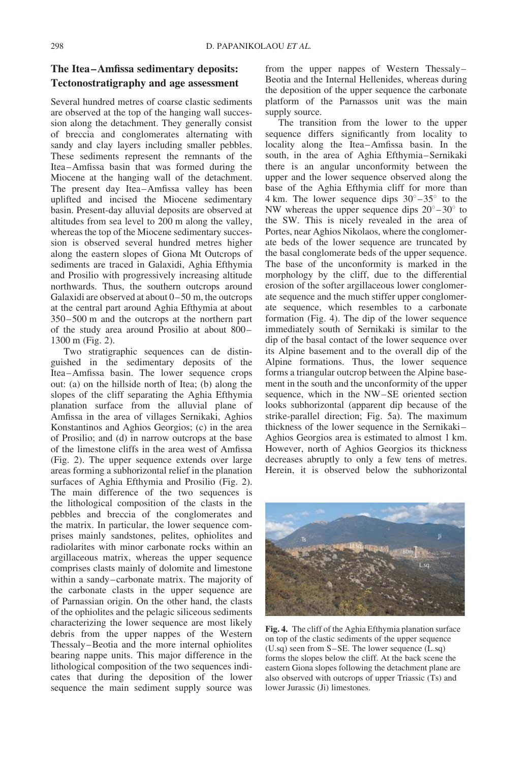## The Itea–Amfissa sedimentary deposits: Tectonostratigraphy and age assessment

Several hundred metres of coarse clastic sediments are observed at the top of the hanging wall succession along the detachment. They generally consist of breccia and conglomerates alternating with sandy and clay layers including smaller pebbles. These sediments represent the remnants of the Itea–Amfissa basin that was formed during the Miocene at the hanging wall of the detachment. The present day Itea–Amfissa valley has been uplifted and incised the Miocene sedimentary basin. Present-day alluvial deposits are observed at altitudes from sea level to 200 m along the valley, whereas the top of the Miocene sedimentary succession is observed several hundred metres higher along the eastern slopes of Giona Mt Outcrops of sediments are traced in Galaxidi, Aghia Efthymia and Prosilio with progressively increasing altitude northwards. Thus, the southern outcrops around Galaxidi are observed at about 0–50 m, the outcrops at the central part around Aghia Efthymia at about 350–500 m and the outcrops at the northern part of the study area around Prosilio at about 800–1300 m (Fig. 2).

Two stratigraphic sequences can de distinguished in the sedimentary deposits of the Itea–Amfissa basin. The lower sequence crops out: (a) on the hillside north of Itea; (b) along the slopes of the cliff separating the Aghia Efthymia planation surface from the alluvial plane of Amfissa in the area of villages Sernikaki, Aghios Konstantinos and Aghios Georgios; (c) in the area of Prosilio; and (d) in narrow outcrops at the base of the limestone cliffs in the area west of Amfissa (Fig. 2). The upper sequence extends over large areas forming a subhorizontal relief in the planation surfaces of Aghia Efthymia and Prosilio (Fig. 2). The main difference of the two sequences is the lithological composition of the clasts in the pebbles and breccia of the conglomerates and the matrix. In particular, the lower sequence comprises mainly sandstones, pelites, ophiolites and radiolarites with minor carbonate rocks within an argillaceous matrix, whereas the upper sequence comprises clasts mainly of dolomite and limestone within a sandy–carbonate matrix. The majority of the carbonate clasts in the upper sequence are of Parnassian origin. On the other hand, the clasts of the ophiolites and the pelagic siliceous sediments characterizing the lower sequence are most likely debris from the upper nappes of the Western Thessaly–Beotia and the more internal ophiolites bearing nappe units. This major difference in the lithological composition of the two sequences indicates that during the deposition of the lower sequence the main sediment supply source was from the upper nappes of Western Thessaly–Beotia and the Internal Hellenides, whereas during the deposition of the upper sequence the carbonate platform of the Parnassos unit was the main supply source.

The transition from the lower to the upper sequence differs significantly from locality to locality along the Itea–Amfissa basin. In the south, in the area of Aghia Efthymia–Sernikaki there is an angular unconformity between the upper and the lower sequence observed along the base of the Aghia Efthymia cliff for more than 4 km. The lower sequence dips $30^\circ$–$35^\circ$ to the NW whereas the upper sequence dips $20^\circ$–$30^\circ$ to the SW. This is nicely revealed in the area of Portes, near Aghios Nikolaos, where the conglomerate beds of the lower sequence are truncated by the basal conglomerate beds of the upper sequence. The base of the unconformity is marked in the morphology by the cliff, due to the differential erosion of the softer argillaceous lower conglomerate sequence and the much stiffer upper conglomerate sequence, which resembles to a carbonate formation (Fig. 4). The dip of the lower sequence immediately south of Sernikaki is similar to the dip of the basal contact of the lower sequence over its Alpine basement and to the overall dip of the Alpine formations. Thus, the lower sequence forms a triangular outcrop between the Alpine basement in the south and the unconformity of the upper sequence, which in the NW–SE oriented section looks subhorizontal (apparent dip because of the strike-parallel direction; Fig. 5a). The maximum thickness of the lower sequence in the Sernikaki–Aghios Georgios area is estimated to almost 1 km. However, north of Aghios Georgios its thickness decreases abruptly to only a few tens of metres. Herein, it is observed below the subhorizontal

**Fig. 4.** The cliff of the Aghia Efthymia planation surface on top of the clastic sediments of the upper sequence (U.sq) seen from S–SE. The lower sequence (L.sq) forms the slopes below the cliff. At the back scene the eastern Giona slopes following the detachment plane are also observed with outcrops of upper Triassic (Ts) and lower Jurassic (Ji) limestones.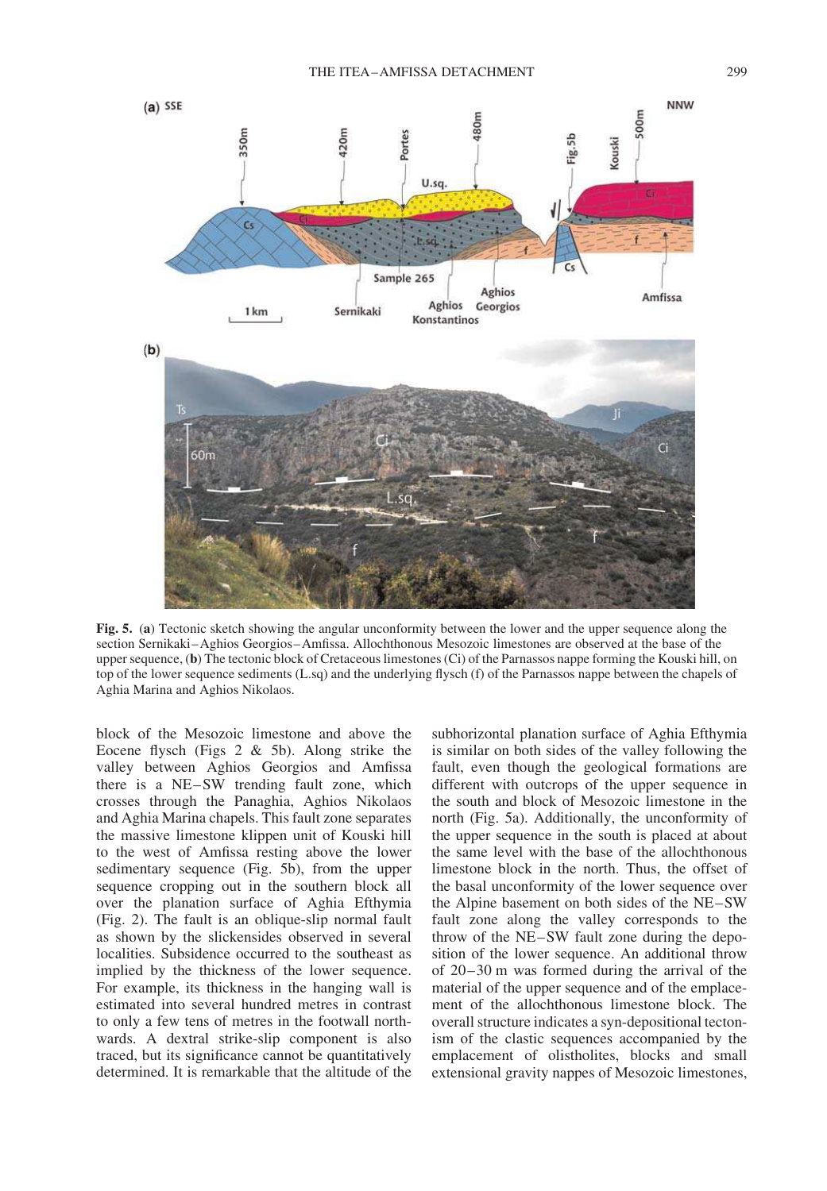(a) SSE

NNW

350m

420m

Portes

480m

Fig.5b

Kouski

500m

U.sq.

Cs

Ci

L.sq.

f

Cs

Ci

f

Sample 265

Aghios Georgios

Aghios Konstantinos

Sernikaki

Amfissa

1 km

(b)

Ts

60m

Ci

Ji

Ci

L.sq.

f

f

**Fig. 5.** (**a**) Tectonic sketch showing the angular unconformity between the lower and the upper sequence along the section Sernikaki–Aghios Georgios–Amfissa. Allochthonous Mesozoic limestones are observed at the base of the upper sequence, (**b**) The tectonic block of Cretaceous limestones (Ci) of the Parnassos nappe forming the Kouski hill, on top of the lower sequence sediments (L.sq) and the underlying flysch (f) of the Parnassos nappe between the chapels of Aghia Marina and Aghios Nikolaos.

block of the Mesozoic limestone and above the Eocene flysch (Figs 2 & 5b). Along strike the valley between Aghios Georgios and Amfissa there is a NE–SW trending fault zone, which crosses through the Panaghia, Aghios Nikolaos and Aghia Marina chapels. This fault zone separates the massive limestone klippen unit of Kouski hill to the west of Amfissa resting above the lower sedimentary sequence (Fig. 5b), from the upper sequence cropping out in the southern block all over the planation surface of Aghia Efthymia (Fig. 2). The fault is an oblique-slip normal fault as shown by the slickensides observed in several localities. Subsidence occurred to the southeast as implied by the thickness of the lower sequence. For example, its thickness in the hanging wall is estimated into several hundred metres in contrast to only a few tens of metres in the footwall northwards. A dextral strike-slip component is also traced, but its significance cannot be quantitatively determined. It is remarkable that the altitude of the subhorizontal planation surface of Aghia Efthymia is similar on both sides of the valley following the fault, even though the geological formations are different with outcrops of the upper sequence in the south and block of Mesozoic limestone in the north (Fig. 5a). Additionally, the unconformity of the upper sequence in the south is placed at about the same level with the base of the allochthonous limestone block in the north. Thus, the offset of the basal unconformity of the lower sequence over the Alpine basement on both sides of the NE–SW fault zone along the valley corresponds to the throw of the NE–SW fault zone during the deposition of the lower sequence. An additional throw of 20–30 m was formed during the arrival of the material of the upper sequence and of the emplacement of the allochthonous limestone block. The overall structure indicates a syn-depositional tectonism of the clastic sequences accompanied by the emplacement of olistholites, blocks and small extensional gravity nappes of Mesozoic limestones,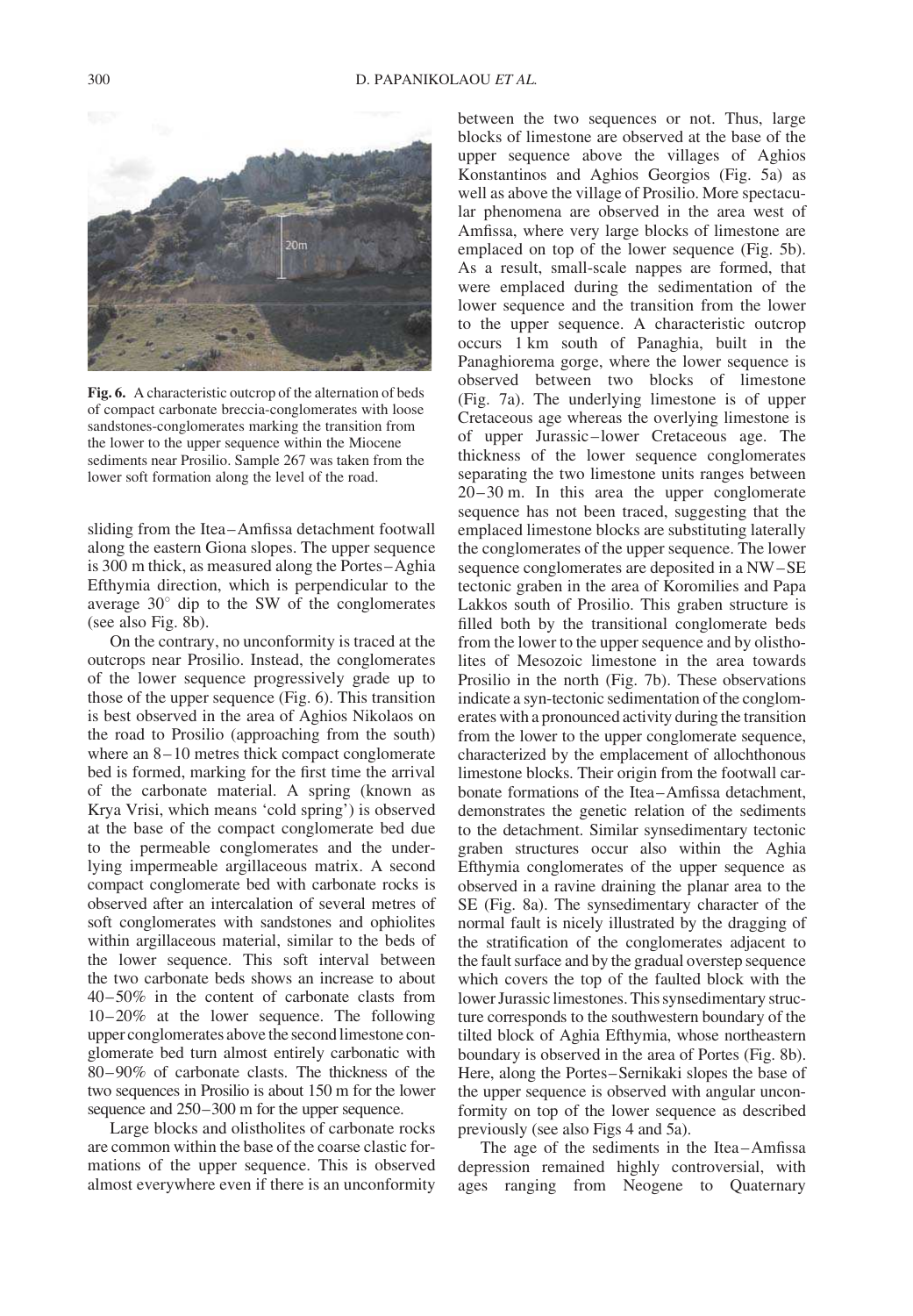Fig. 6. A characteristic outcrop of the alternation of beds of compact carbonate breccia-conglomerates with loose sandstones-conglomerates marking the transition from the lower to the upper sequence within the Miocene sediments near Prosilio. Sample 267 was taken from the lower soft formation along the level of the road.

sliding from the Itea–Amfissa detachment footwall along the eastern Giona slopes. The upper sequence is 300 m thick, as measured along the Portes–Aghia Efthymia direction, which is perpendicular to the average 30° dip to the SW of the conglomerates (see also Fig. 8b).

On the contrary, no unconformity is traced at the outcrops near Prosilio. Instead, the conglomerates of the lower sequence progressively grade up to those of the upper sequence (Fig. 6). This transition is best observed in the area of Aghios Nikolaos on the road to Prosilio (approaching from the south) where an 8–10 metres thick compact conglomerate bed is formed, marking for the first time the arrival of the carbonate material. A spring (known as Krya Vrisi, which means 'cold spring') is observed at the base of the compact conglomerate bed due to the permeable conglomerates and the underlying impermeable argillaceous matrix. A second compact conglomerate bed with carbonate rocks is observed after an intercalation of several metres of soft conglomerates with sandstones and ophiolites within argillaceous material, similar to the beds of the lower sequence. This soft interval between the two carbonate beds shows an increase to about 40–50% in the content of carbonate clasts from 10–20% at the lower sequence. The following upper conglomerates above the second limestone conglomerate bed turn almost entirely carbonatic with 80–90% of carbonate clasts. The thickness of the two sequences in Prosilio is about 150 m for the lower sequence and 250–300 m for the upper sequence.

Large blocks and olistholites of carbonate rocks are common within the base of the coarse clastic formations of the upper sequence. This is observed almost everywhere even if there is an unconformity between the two sequences or not. Thus, large blocks of limestone are observed at the base of the upper sequence above the villages of Aghios Konstantinos and Aghios Georgios (Fig. 5a) as well as above the village of Prosilio. More spectacular phenomena are observed in the area west of Amfissa, where very large blocks of limestone are emplaced on top of the lower sequence (Fig. 5b). As a result, small-scale nappes are formed, that were emplaced during the sedimentation of the lower sequence and the transition from the lower to the upper sequence. A characteristic outcrop occurs 1 km south of Panaghia, built in the Panaghiorema gorge, where the lower sequence is observed between two blocks of limestone (Fig. 7a). The underlying limestone is of upper Cretaceous age whereas the overlying limestone is of upper Jurassic–lower Cretaceous age. The thickness of the lower sequence conglomerates separating the two limestone units ranges between 20–30 m. In this area the upper conglomerate sequence has not been traced, suggesting that the emplaced limestone blocks are substituting laterally the conglomerates of the upper sequence. The lower sequence conglomerates are deposited in a NW–SE tectonic graben in the area of Koromilies and Papa Lakkos south of Prosilio. This graben structure is filled both by the transitional conglomerate beds from the lower to the upper sequence and by olistholites of Mesozoic limestone in the area towards Prosilio in the north (Fig. 7b). These observations indicate a syn-tectonic sedimentation of the conglomerates with a pronounced activity during the transition from the lower to the upper conglomerate sequence, characterized by the emplacement of allochthonous limestone blocks. Their origin from the footwall carbonate formations of the Itea–Amfissa detachment, demonstrates the genetic relation of the sediments to the detachment. Similar synsedimentary tectonic graben structures occur also within the Aghia Efthymia conglomerates of the upper sequence as observed in a ravine draining the planar area to the SE (Fig. 8a). The synsedimentary character of the normal fault is nicely illustrated by the dragging of the stratification of the conglomerates adjacent to the fault surface and by the gradual overstep sequence which covers the top of the faulted block with the lower Jurassic limestones. This synsedimentary structure corresponds to the southwestern boundary of the tilted block of Aghia Efthymia, whose northeastern boundary is observed in the area of Portes (Fig. 8b). Here, along the Portes–Sernikaki slopes the base of the upper sequence is observed with angular unconformity on top of the lower sequence as described previously (see also Figs 4 and 5a).

The age of the sediments in the Itea–Amfissa depression remained highly controversial, with ages ranging from Neogene to Quaternary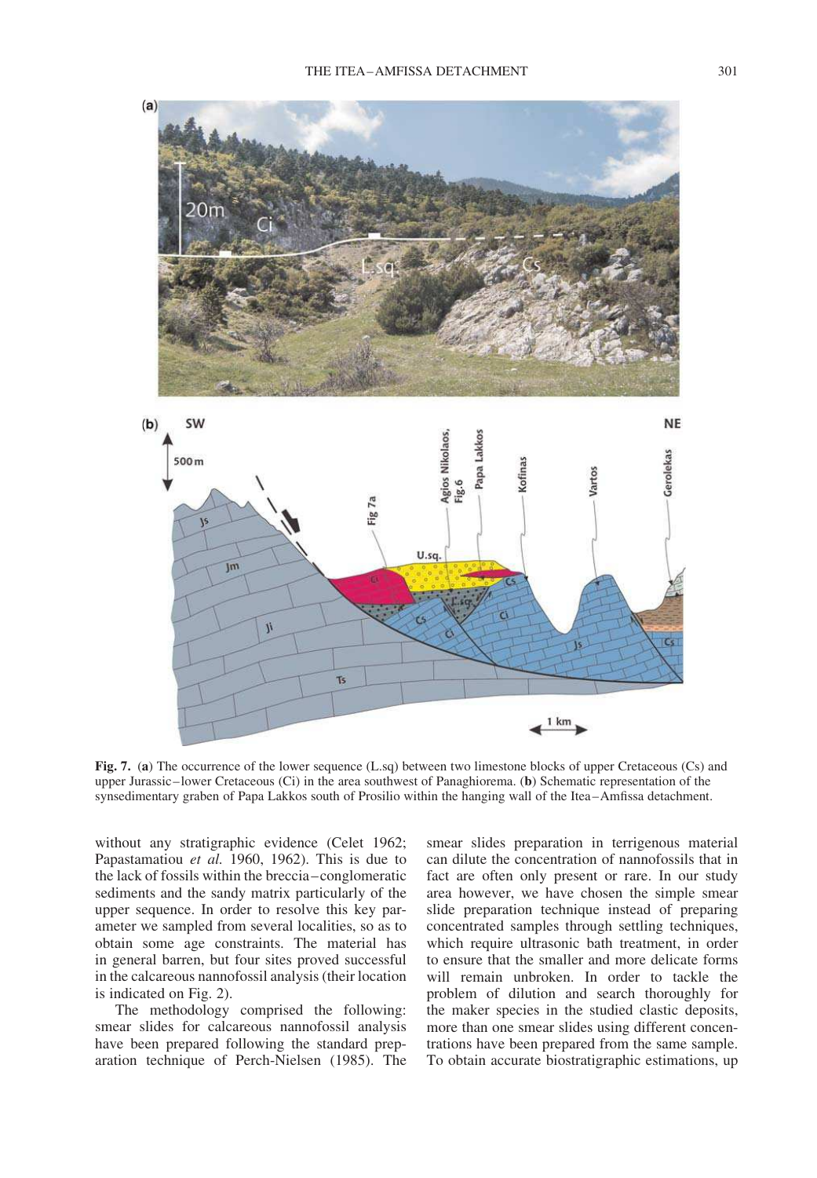**Fig. 7.** (**a**) The occurrence of the lower sequence (L.sq) between two limestone blocks of upper Cretaceous (Cs) and upper Jurassic–lower Cretaceous (Ci) in the area southwest of Panaghiorema. (**b**) Schematic representation of the synsedimentary graben of Papa Lakkos south of Prosilio within the hanging wall of the Itea–Amfissa detachment.

without any stratigraphic evidence (Celet 1962; Papastamatiou *et al.* 1960, 1962). This is due to the lack of fossils within the breccia–conglomeratic sediments and the sandy matrix particularly of the upper sequence. In order to resolve this key parameter we sampled from several localities, so as to obtain some age constraints. The material has in general barren, but four sites proved successful in the calcareous nannofossil analysis (their location is indicated on Fig. 2).

The methodology comprised the following: smear slides for calcareous nannofossil analysis have been prepared following the standard preparation technique of Perch-Nielsen (1985). The smear slides preparation in terrigenous material can dilute the concentration of nannofossils that in fact are often only present or rare. In our study area however, we have chosen the simple smear slide preparation technique instead of preparing concentrated samples through settling techniques, which require ultrasonic bath treatment, in order to ensure that the smaller and more delicate forms will remain unbroken. In order to tackle the problem of dilution and search thoroughly for the maker species in the studied clastic deposits, more than one smear slides using different concentrations have been prepared from the same sample. To obtain accurate biostratigraphic estimations, up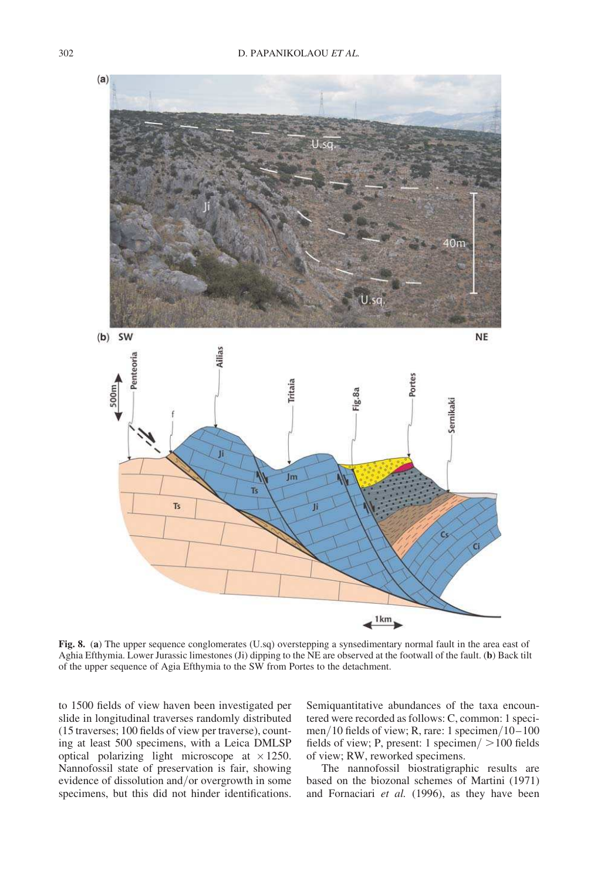**Fig. 8.** (**a**) The upper sequence conglomerates (U.sq) overstepping a synsedimentary normal fault in the area east of Aghia Efthymia. Lower Jurassic limestones (Ji) dipping to the NE are observed at the footwall of the fault. (**b**) Back tilt of the upper sequence of Agia Efthymia to the SW from Portes to the detachment.

to 1500 fields of view haven been investigated per slide in longitudinal traverses randomly distributed (15 traverses; 100 fields of view per traverse), counting at least 500 specimens, with a Leica DMLSP optical polarizing light microscope at $\times 1250$. Nannofossil state of preservation is fair, showing evidence of dissolution and/or overgrowth in some specimens, but this did not hinder identifications.

Semiquantitative abundances of the taxa encountered were recorded as follows: C, common: 1 specimen/10 fields of view; R, rare: 1 specimen/10–100 fields of view; P, present: 1 specimen/ >100 fields of view; RW, reworked specimens.

The nannofossil biostratigraphic results are based on the biozonal schemes of Martini (1971) and Fornaciari *et al.* (1996), as they have been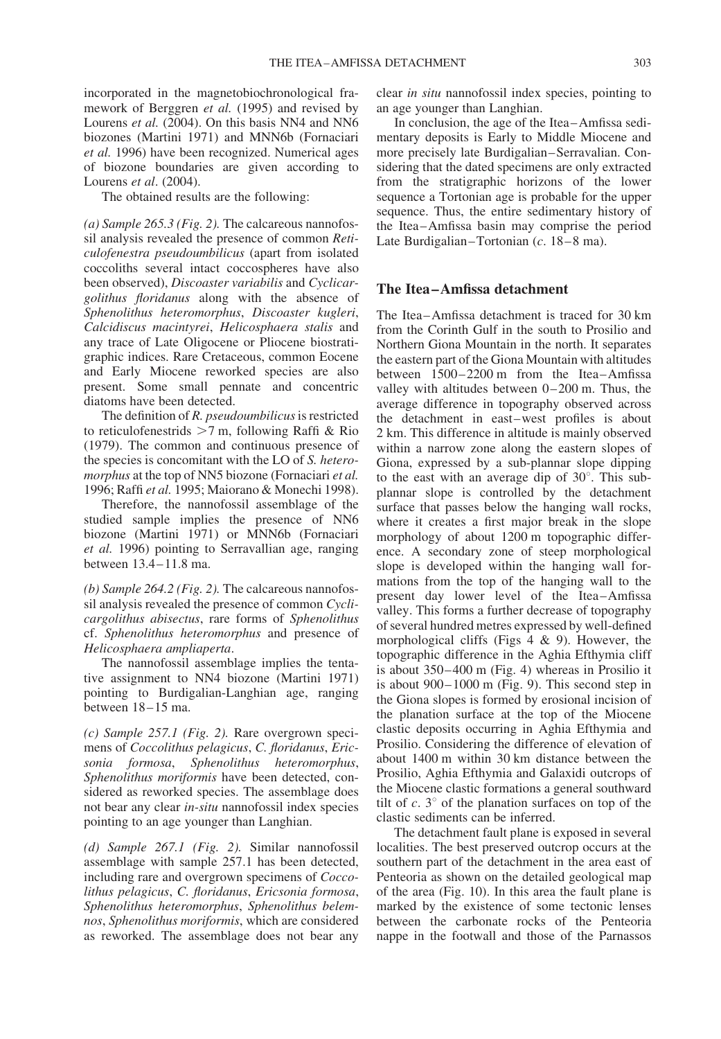incorporated in the magnetobiochronological framework of Berggren *et al.* (1995) and revised by Lourens *et al.* (2004). On this basis NN4 and NN6 biozones (Martini 1971) and MNN6b (Fornaciari *et al.* 1996) have been recognized. Numerical ages of biozone boundaries are given according to Lourens *et al*. (2004).

The obtained results are the following:

*(a) Sample 265.3 (Fig. 2).* The calcareous nannofossil analysis revealed the presence of common *Reticulofenestra pseudoumbilicus* (apart from isolated coccoliths several intact coccospheres have also been observed), *Discoaster variabilis* and *Cyclicargolithus floridanus* along with the absence of *Sphenolithus heteromorphus*, *Discoaster kugleri*, *Calcidiscus macintyrei*, *Helicosphaera stalis* and any trace of Late Oligocene or Pliocene biostratigraphic indices. Rare Cretaceous, common Eocene and Early Miocene reworked species are also present. Some small pennate and concentric diatoms have been detected.

The definition of *R. pseudoumbilicus* is restricted to reticulofenestrids >7 m, following Raffi & Rio (1979). The common and continuous presence of the species is concomitant with the LO of *S. heteromorphus* at the top of NN5 biozone (Fornaciari *et al.* 1996; Raffi *et al.* 1995; Maiorano & Monechi 1998).

Therefore, the nannofossil assemblage of the studied sample implies the presence of NN6 biozone (Martini 1971) or MNN6b (Fornaciari *et al.* 1996) pointing to Serravallian age, ranging between 13.4–11.8 ma.

*(b) Sample 264.2 (Fig. 2).* The calcareous nannofossil analysis revealed the presence of common *Cyclicargolithus abisectus*, rare forms of *Sphenolithus* cf. *Sphenolithus heteromorphus* and presence of *Helicosphaera ampliaperta*.

The nannofossil assemblage implies the tentative assignment to NN4 biozone (Martini 1971) pointing to Burdigalian-Langhian age, ranging between 18–15 ma.

*(c) Sample 257.1 (Fig. 2).* Rare overgrown specimens of *Coccolithus pelagicus*, *C. floridanus*, *Ericsonia formosa*, *Sphenolithus heteromorphus*, *Sphenolithus moriformis* have been detected, considered as reworked species. The assemblage does not bear any clear *in-situ* nannofossil index species pointing to an age younger than Langhian.

*(d) Sample 267.1 (Fig. 2).* Similar nannofossil assemblage with sample 257.1 has been detected, including rare and overgrown specimens of *Coccolithus pelagicus*, *C. floridanus*, *Ericsonia formosa*, *Sphenolithus heteromorphus*, *Sphenolithus belemnos*, *Sphenolithus moriformis*, which are considered as reworked. The assemblage does not bear any clear *in situ* nannofossil index species, pointing to an age younger than Langhian.

In conclusion, the age of the Itea–Amfissa sedimentary deposits is Early to Middle Miocene and more precisely late Burdigalian–Serravalian. Considering that the dated specimens are only extracted from the stratigraphic horizons of the lower sequence a Tortonian age is probable for the upper sequence. Thus, the entire sedimentary history of the Itea–Amfissa basin may comprise the period Late Burdigalian–Tortonian (*c*. 18–8 ma).

## The Itea–Amfissa detachment

The Itea–Amfissa detachment is traced for 30 km from the Corinth Gulf in the south to Prosilio and Northern Giona Mountain in the north. It separates the eastern part of the Giona Mountain with altitudes between 1500–2200 m from the Itea–Amfissa valley with altitudes between 0–200 m. Thus, the average difference in topography observed across the detachment in east–west profiles is about 2 km. This difference in altitude is mainly observed within a narrow zone along the eastern slopes of Giona, expressed by a sub-plannar slope dipping to the east with an average dip of 30°. This sub-plannar slope is controlled by the detachment surface that passes below the hanging wall rocks, where it creates a first major break in the slope morphology of about 1200 m topographic difference. A secondary zone of steep morphological slope is developed within the hanging wall formations from the top of the hanging wall to the present day lower level of the Itea–Amfissa valley. This forms a further decrease of topography of several hundred metres expressed by well-defined morphological cliffs (Figs 4 & 9). However, the topographic difference in the Aghia Efthymia cliff is about 350–400 m (Fig. 4) whereas in Prosilio it is about 900–1000 m (Fig. 9). This second step in the Giona slopes is formed by erosional incision of the planation surface at the top of the Miocene clastic deposits occurring in Aghia Efthymia and Prosilio. Considering the difference of elevation of about 1400 m within 30 km distance between the Prosilio, Aghia Efthymia and Galaxidi outcrops of the Miocene clastic formations a general southward tilt of *c*. 3° of the planation surfaces on top of the clastic sediments can be inferred.

The detachment fault plane is exposed in several localities. The best preserved outcrop occurs at the southern part of the detachment in the area east of Penteoria as shown on the detailed geological map of the area (Fig. 10). In this area the fault plane is marked by the existence of some tectonic lenses between the carbonate rocks of the Penteoria nappe in the footwall and those of the Parnassos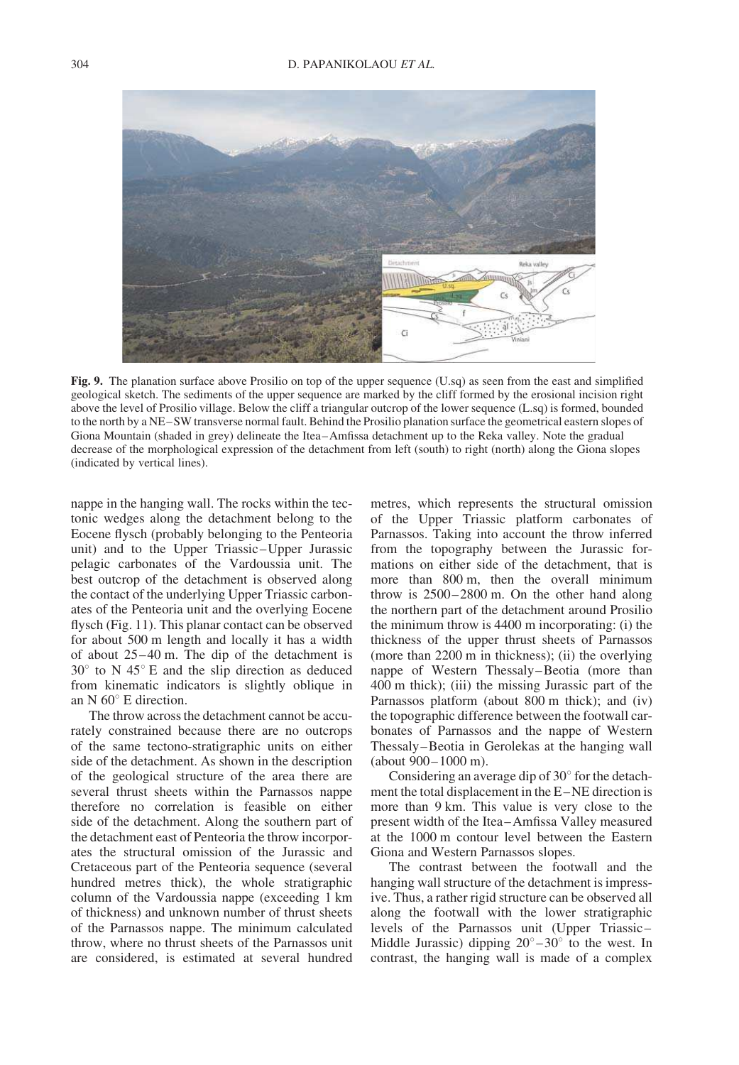**Fig. 9.** The planation surface above Prosilio on top of the upper sequence (U.sq) as seen from the east and simplified geological sketch. The sediments of the upper sequence are marked by the cliff formed by the erosional incision right above the level of Prosilio village. Below the cliff a triangular outcrop of the lower sequence (L.sq) is formed, bounded to the north by a NE–SW transverse normal fault. Behind the Prosilio planation surface the geometrical eastern slopes of Giona Mountain (shaded in grey) delineate the Itea–Amfissa detachment up to the Reka valley. Note the gradual decrease of the morphological expression of the detachment from left (south) to right (north) along the Giona slopes (indicated by vertical lines).

nappe in the hanging wall. The rocks within the tectonic wedges along the detachment belong to the Eocene flysch (probably belonging to the Penteoria unit) and to the Upper Triassic–Upper Jurassic pelagic carbonates of the Vardoussia unit. The best outcrop of the detachment is observed along the contact of the underlying Upper Triassic carbonates of the Penteoria unit and the overlying Eocene flysch (Fig. 11). This planar contact can be observed for about 500 m length and locally it has a width of about 25–40 m. The dip of the detachment is 30° to N 45° E and the slip direction as deduced from kinematic indicators is slightly oblique in an N 60° E direction.

The throw across the detachment cannot be accurately constrained because there are no outcrops of the same tectono-stratigraphic units on either side of the detachment. As shown in the description of the geological structure of the area there are several thrust sheets within the Parnassos nappe therefore no correlation is feasible on either side of the detachment. Along the southern part of the detachment east of Penteoria the throw incorporates the structural omission of the Jurassic and Cretaceous part of the Penteoria sequence (several hundred metres thick), the whole stratigraphic column of the Vardoussia nappe (exceeding 1 km of thickness) and unknown number of thrust sheets of the Parnassos nappe. The minimum calculated throw, where no thrust sheets of the Parnassos unit are considered, is estimated at several hundred metres, which represents the structural omission of the Upper Triassic platform carbonates of Parnassos. Taking into account the throw inferred from the topography between the Jurassic formations on either side of the detachment, that is more than 800 m, then the overall minimum throw is 2500–2800 m. On the other hand along the northern part of the detachment around Prosilio the minimum throw is 4400 m incorporating: (i) the thickness of the upper thrust sheets of Parnassos (more than 2200 m in thickness); (ii) the overlying nappe of Western Thessaly–Beotia (more than 400 m thick); (iii) the missing Jurassic part of the Parnassos platform (about 800 m thick); and (iv) the topographic difference between the footwall carbonates of Parnassos and the nappe of Western Thessaly–Beotia in Gerolekas at the hanging wall (about 900–1000 m).

Considering an average dip of 30° for the detachment the total displacement in the E–NE direction is more than 9 km. This value is very close to the present width of the Itea–Amfissa Valley measured at the 1000 m contour level between the Eastern Giona and Western Parnassos slopes.

The contrast between the footwall and the hanging wall structure of the detachment is impressive. Thus, a rather rigid structure can be observed all along the footwall with the lower stratigraphic levels of the Parnassos unit (Upper Triassic–Middle Jurassic) dipping 20°–30° to the west. In contrast, the hanging wall is made of a complex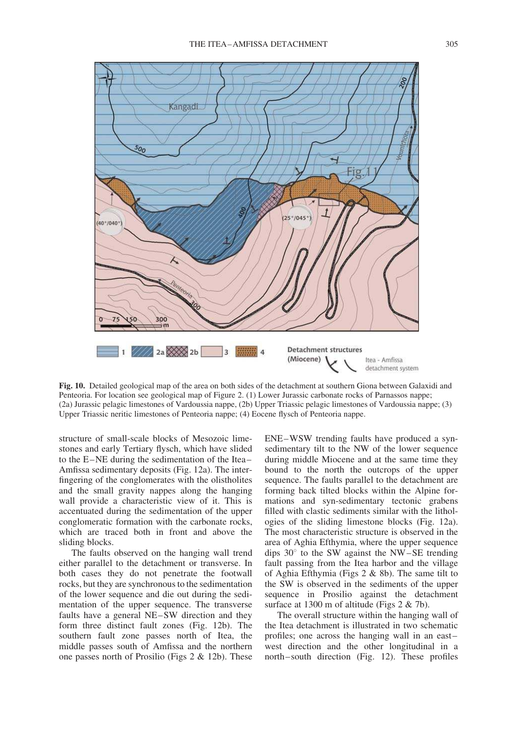**Fig. 10.** Detailed geological map of the area on both sides of the detachment at southern Giona between Galaxidi and Penteoria. For location see geological map of Figure 2. (1) Lower Jurassic carbonate rocks of Parnassos nappe; (2a) Jurassic pelagic limestones of Vardoussia nappe, (2b) Upper Triassic pelagic limestones of Vardoussia nappe; (3) Upper Triassic neritic limestones of Penteoria nappe; (4) Eocene flysch of Penteoria nappe.

structure of small-scale blocks of Mesozoic limestones and early Tertiary flysch, which have slided to the E–NE during the sedimentation of the Itea–Amfissa sedimentary deposits (Fig. 12a). The interfingering of the conglomerates with the olistholites and the small gravity nappes along the hanging wall provide a characteristic view of it. This is accentuated during the sedimentation of the upper conglomeratic formation with the carbonate rocks, which are traced both in front and above the sliding blocks.

The faults observed on the hanging wall trend either parallel to the detachment or transverse. In both cases they do not penetrate the footwall rocks, but they are synchronous to the sedimentation of the lower sequence and die out during the sedimentation of the upper sequence. The transverse faults have a general NE–SW direction and they form three distinct fault zones (Fig. 12b). The southern fault zone passes north of Itea, the middle passes south of Amfissa and the northern one passes north of Prosilio (Figs 2 & 12b). These ENE–WSW trending faults have produced a syn-sedimentary tilt to the NW of the lower sequence during middle Miocene and at the same time they bound to the north the outcrops of the upper sequence. The faults parallel to the detachment are forming back tilted blocks within the Alpine formations and syn-sedimentary tectonic grabens filled with clastic sediments similar with the lithologies of the sliding limestone blocks (Fig. 12a). The most characteristic structure is observed in the area of Aghia Efthymia, where the upper sequence dips 30° to the SW against the NW–SE trending fault passing from the Itea harbor and the village of Aghia Efthymia (Figs 2 & 8b). The same tilt to the SW is observed in the sediments of the upper sequence in Prosilio against the detachment surface at 1300 m of altitude (Figs 2 & 7b).

The overall structure within the hanging wall of the Itea detachment is illustrated in two schematic profiles; one across the hanging wall in an east–west direction and the other longitudinal in a north–south direction (Fig. 12). These profiles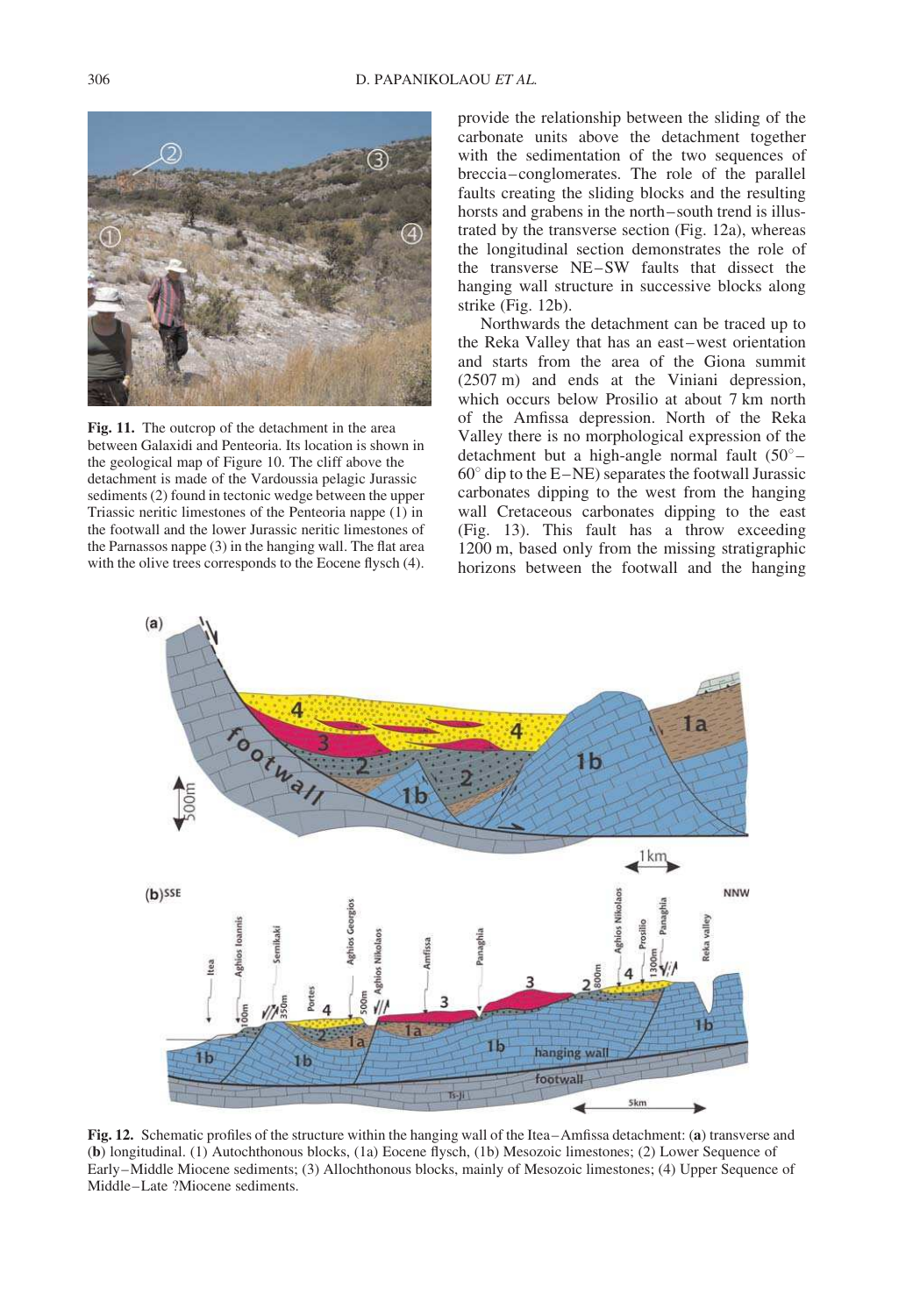Fig. 11. The outcrop of the detachment in the area between Galaxidi and Penteoria. Its location is shown in the geological map of Figure 10. The cliff above the detachment is made of the Vardoussia pelagic Jurassic sediments (2) found in tectonic wedge between the upper Triassic neritic limestones of the Penteoria nappe (1) in the footwall and the lower Jurassic neritic limestones of the Parnassos nappe (3) in the hanging wall. The flat area with the olive trees corresponds to the Eocene flysch (4).

provide the relationship between the sliding of the carbonate units above the detachment together with the sedimentation of the two sequences of breccia–conglomerates. The role of the parallel faults creating the sliding blocks and the resulting horsts and grabens in the north–south trend is illustrated by the transverse section (Fig. 12a), whereas the longitudinal section demonstrates the role of the transverse NE–SW faults that dissect the hanging wall structure in successive blocks along strike (Fig. 12b).

Northwards the detachment can be traced up to the Reka Valley that has an east–west orientation and starts from the area of the Giona summit (2507 m) and ends at the Viniani depression, which occurs below Prosilio at about 7 km north of the Amfissa depression. North of the Reka Valley there is no morphological expression of the detachment but a high-angle normal fault ($50°$–$60°$ dip to the E–NE) separates the footwall Jurassic carbonates dipping to the west from the hanging wall Cretaceous carbonates dipping to the east (Fig. 13). This fault has a throw exceeding 1200 m, based only from the missing stratigraphic horizons between the footwall and the hanging

Fig. 12. Schematic profiles of the structure within the hanging wall of the Itea–Amfissa detachment: (a) transverse and (b) longitudinal. (1) Autochthonous blocks, (1a) Eocene flysch, (1b) Mesozoic limestones; (2) Lower Sequence of Early–Middle Miocene sediments; (3) Allochthonous blocks, mainly of Mesozoic limestones; (4) Upper Sequence of Middle–Late ?Miocene sediments.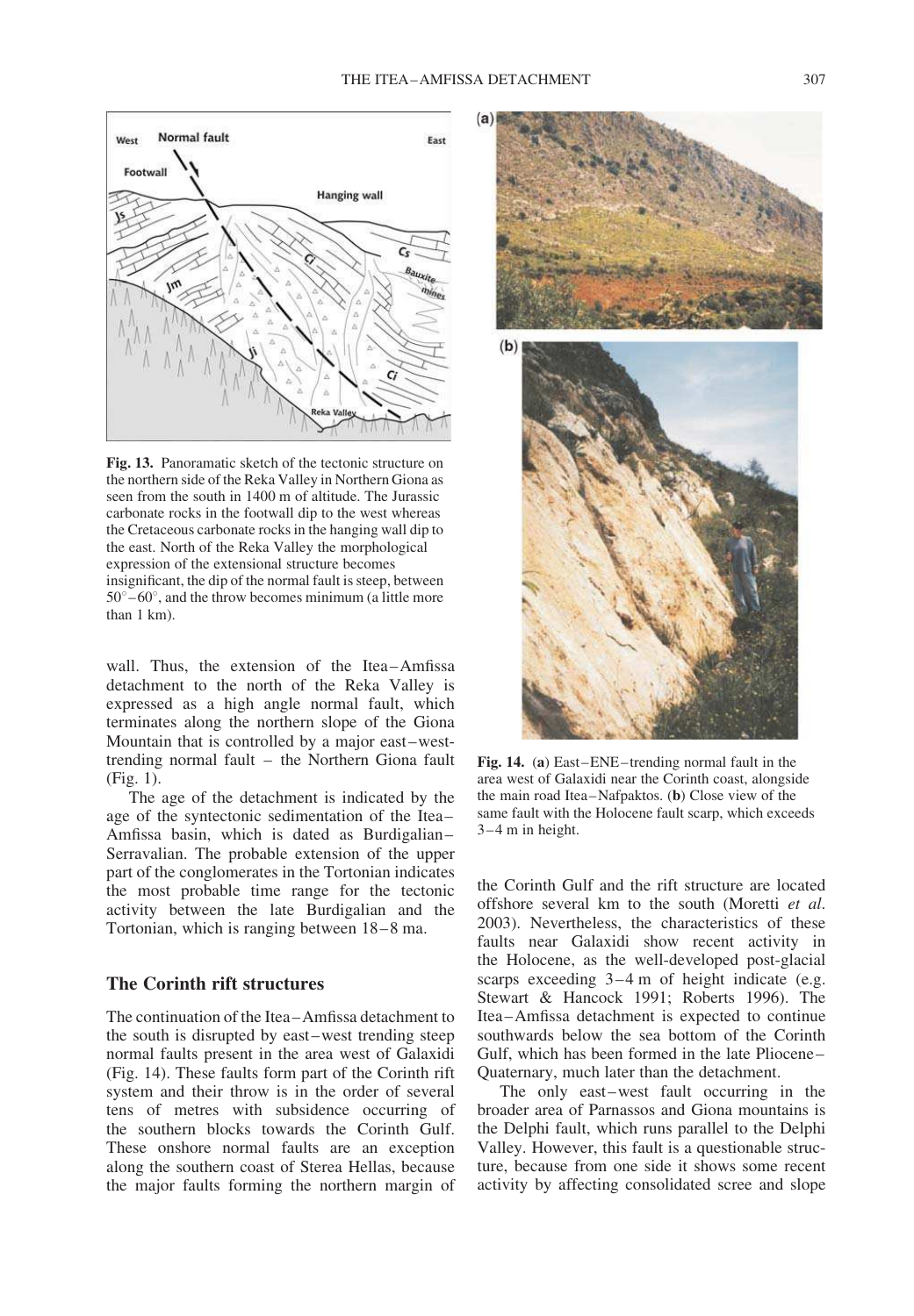Fig. 13. Panoramatic sketch of the tectonic structure on the northern side of the Reka Valley in Northern Giona as seen from the south in 1400 m of altitude. The Jurassic carbonate rocks in the footwall dip to the west whereas the Cretaceous carbonate rocks in the hanging wall dip to the east. North of the Reka Valley the morphological expression of the extensional structure becomes insignificant, the dip of the normal fault is steep, between 50°–60°, and the throw becomes minimum (a little more than 1 km).

wall. Thus, the extension of the Itea–Amfissa detachment to the north of the Reka Valley is expressed as a high angle normal fault, which terminates along the northern slope of the Giona Mountain that is controlled by a major east–west-trending normal fault – the Northern Giona fault (Fig. 1).

The age of the detachment is indicated by the age of the syntectonic sedimentation of the Itea–Amfissa basin, which is dated as Burdigalian–Serravalian. The probable extension of the upper part of the conglomerates in the Tortonian indicates the most probable time range for the tectonic activity between the late Burdigalian and the Tortonian, which is ranging between 18–8 ma.

## The Corinth rift structures

The continuation of the Itea–Amfissa detachment to the south is disrupted by east–west trending steep normal faults present in the area west of Galaxidi (Fig. 14). These faults form part of the Corinth rift system and their throw is in the order of several tens of metres with subsidence occurring of the southern blocks towards the Corinth Gulf. These onshore normal faults are an exception along the southern coast of Sterea Hellas, because the major faults forming the northern margin of the Corinth Gulf and the rift structure are located offshore several km to the south (Moretti *et al.* 2003). Nevertheless, the characteristics of these faults near Galaxidi show recent activity in the Holocene, as the well-developed post-glacial scarps exceeding 3–4 m of height indicate (e.g. Stewart & Hancock 1991; Roberts 1996). The Itea–Amfissa detachment is expected to continue southwards below the sea bottom of the Corinth Gulf, which has been formed in the late Pliocene–Quaternary, much later than the detachment.

Fig. 14. (**a**) East–ENE–trending normal fault in the area west of Galaxidi near the Corinth coast, alongside the main road Itea–Nafpaktos. (**b**) Close view of the same fault with the Holocene fault scarp, which exceeds 3–4 m in height.

The only east–west fault occurring in the broader area of Parnassos and Giona mountains is the Delphi fault, which runs parallel to the Delphi Valley. However, this fault is a questionable structure, because from one side it shows some recent activity by affecting consolidated scree and slope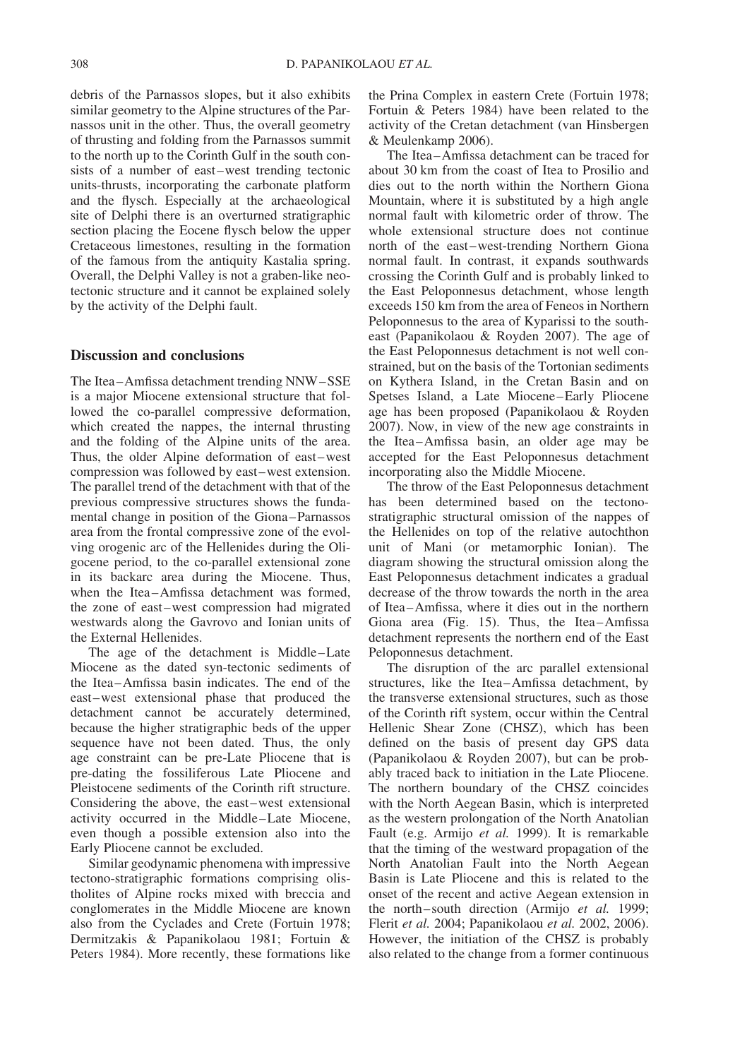debris of the Parnassos slopes, but it also exhibits similar geometry to the Alpine structures of the Parnassos unit in the other. Thus, the overall geometry of thrusting and folding from the Parnassos summit to the north up to the Corinth Gulf in the south consists of a number of east–west trending tectonic units-thrusts, incorporating the carbonate platform and the flysch. Especially at the archaeological site of Delphi there is an overturned stratigraphic section placing the Eocene flysch below the upper Cretaceous limestones, resulting in the formation of the famous from the antiquity Kastalia spring. Overall, the Delphi Valley is not a graben-like neotectonic structure and it cannot be explained solely by the activity of the Delphi fault.

## Discussion and conclusions

The Itea–Amfissa detachment trending NNW–SSE is a major Miocene extensional structure that followed the co-parallel compressive deformation, which created the nappes, the internal thrusting and the folding of the Alpine units of the area. Thus, the older Alpine deformation of east–west compression was followed by east–west extension. The parallel trend of the detachment with that of the previous compressive structures shows the fundamental change in position of the Giona–Parnassos area from the frontal compressive zone of the evolving orogenic arc of the Hellenides during the Oligocene period, to the co-parallel extensional zone in its backarc area during the Miocene. Thus, when the Itea–Amfissa detachment was formed, the zone of east–west compression had migrated westwards along the Gavrovo and Ionian units of the External Hellenides.

The age of the detachment is Middle–Late Miocene as the dated syn-tectonic sediments of the Itea–Amfissa basin indicates. The end of the east–west extensional phase that produced the detachment cannot be accurately determined, because the higher stratigraphic beds of the upper sequence have not been dated. Thus, the only age constraint can be pre-Late Pliocene that is pre-dating the fossiliferous Late Pliocene and Pleistocene sediments of the Corinth rift structure. Considering the above, the east–west extensional activity occurred in the Middle–Late Miocene, even though a possible extension also into the Early Pliocene cannot be excluded.

Similar geodynamic phenomena with impressive tectono-stratigraphic formations comprising olistholites of Alpine rocks mixed with breccia and conglomerates in the Middle Miocene are known also from the Cyclades and Crete (Fortuin 1978; Dermitzakis & Papanikolaou 1981; Fortuin & Peters 1984). More recently, these formations like the Prina Complex in eastern Crete (Fortuin 1978; Fortuin & Peters 1984) have been related to the activity of the Cretan detachment (van Hinsbergen & Meulenkamp 2006).

The Itea–Amfissa detachment can be traced for about 30 km from the coast of Itea to Prosilio and dies out to the north within the Northern Giona Mountain, where it is substituted by a high angle normal fault with kilometric order of throw. The whole extensional structure does not continue north of the east–west-trending Northern Giona normal fault. In contrast, it expands southwards crossing the Corinth Gulf and is probably linked to the East Peloponnesus detachment, whose length exceeds 150 km from the area of Feneos in Northern Peloponnesus to the area of Kyparissi to the southeast (Papanikolaou & Royden 2007). The age of the East Peloponnesus detachment is not well constrained, but on the basis of the Tortonian sediments on Kythera Island, in the Cretan Basin and on Spetses Island, a Late Miocene–Early Pliocene age has been proposed (Papanikolaou & Royden 2007). Now, in view of the new age constraints in the Itea–Amfissa basin, an older age may be accepted for the East Peloponnesus detachment incorporating also the Middle Miocene.

The throw of the East Peloponnesus detachment has been determined based on the tectonostratigraphic structural omission of the nappes of the Hellenides on top of the relative autochthon unit of Mani (or metamorphic Ionian). The diagram showing the structural omission along the East Peloponnesus detachment indicates a gradual decrease of the throw towards the north in the area of Itea–Amfissa, where it dies out in the northern Giona area (Fig. 15). Thus, the Itea–Amfissa detachment represents the northern end of the East Peloponnesus detachment.

The disruption of the arc parallel extensional structures, like the Itea–Amfissa detachment, by the transverse extensional structures, such as those of the Corinth rift system, occur within the Central Hellenic Shear Zone (CHSZ), which has been defined on the basis of present day GPS data (Papanikolaou & Royden 2007), but can be probably traced back to initiation in the Late Pliocene. The northern boundary of the CHSZ coincides with the North Aegean Basin, which is interpreted as the western prolongation of the North Anatolian Fault (e.g. Armijo *et al.* 1999). It is remarkable that the timing of the westward propagation of the North Anatolian Fault into the North Aegean Basin is Late Pliocene and this is related to the onset of the recent and active Aegean extension in the north–south direction (Armijo *et al.* 1999; Flerit *et al.* 2004; Papanikolaou *et al.* 2002, 2006). However, the initiation of the CHSZ is probably also related to the change from a former continuous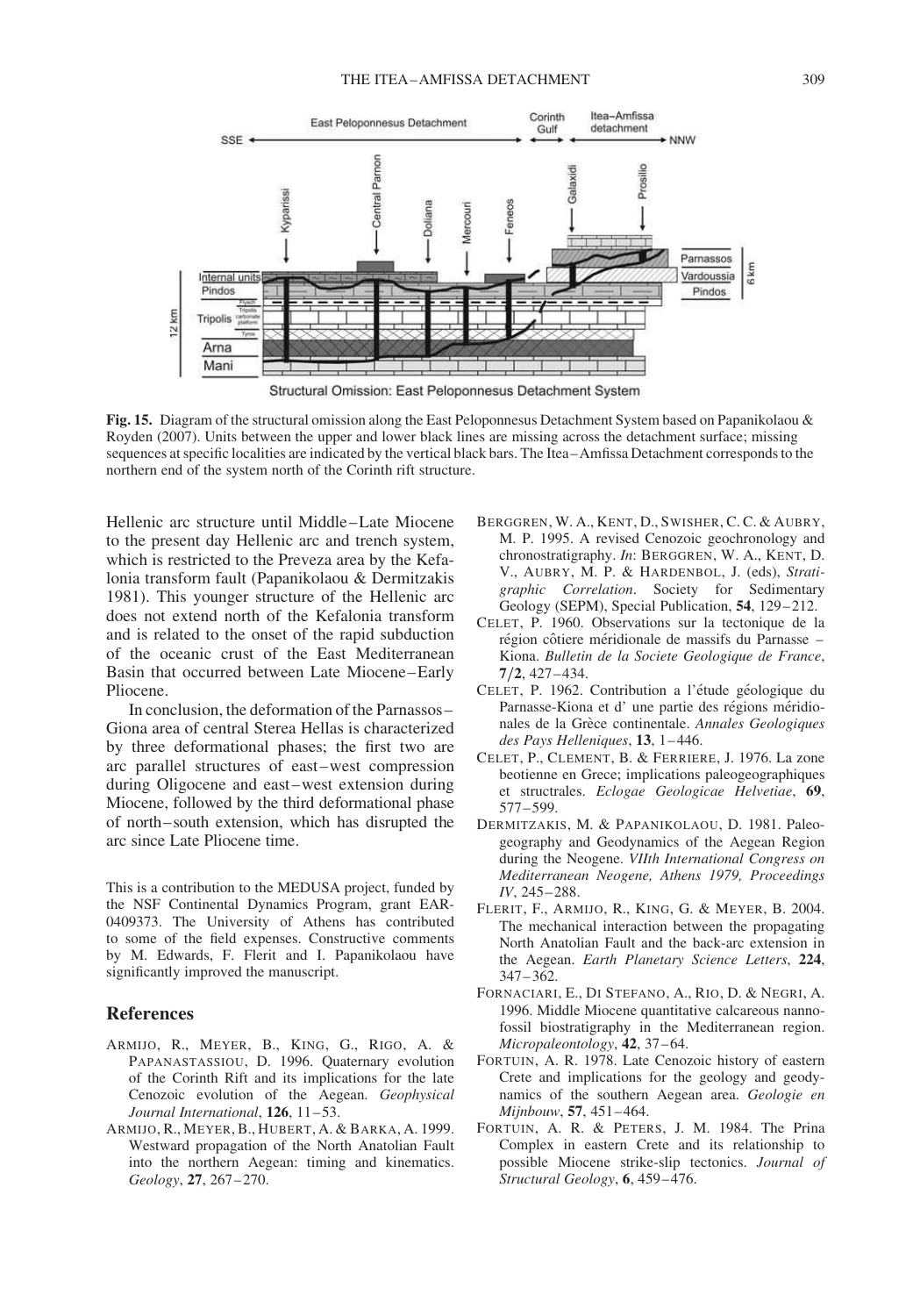**Fig. 15.** Diagram of the structural omission along the East Peloponnesus Detachment System based on Papanikolaou & Royden (2007). Units between the upper and lower black lines are missing across the detachment surface; missing sequences at specific localities are indicated by the vertical black bars. The Itea–Amfissa Detachment corresponds to the northern end of the system north of the Corinth rift structure.

Hellenic arc structure until Middle–Late Miocene to the present day Hellenic arc and trench system, which is restricted to the Preveza area by the Kefalonia transform fault (Papanikolaou & Dermitzakis 1981). This younger structure of the Hellenic arc does not extend north of the Kefalonia transform and is related to the onset of the rapid subduction of the oceanic crust of the East Mediterranean Basin that occurred between Late Miocene–Early Pliocene.

In conclusion, the deformation of the Parnassos–Giona area of central Sterea Hellas is characterized by three deformational phases; the first two are arc parallel structures of east–west compression during Oligocene and east–west extension during Miocene, followed by the third deformational phase of north–south extension, which has disrupted the arc since Late Pliocene time.

This is a contribution to the MEDUSA project, funded by the NSF Continental Dynamics Program, grant EAR-0409373. The University of Athens has contributed to some of the field expenses. Constructive comments by M. Edwards, F. Flerit and I. Papanikolaou have significantly improved the manuscript.

## References

Armijo, R., Meyer, B., King, G., Rigo, A. & Papanastassiou, D. 1996. Quaternary evolution of the Corinth Rift and its implications for the late Cenozoic evolution of the Aegean. *Geophysical Journal International*, **126**, 11–53.

Armijo, R., Meyer, B., Hubert, A. & Barka, A. 1999. Westward propagation of the North Anatolian Fault into the northern Aegean: timing and kinematics. *Geology*, **27**, 267–270.

Berggren, W. A., Kent, D., Swisher, C. C. & Aubry, M. P. 1995. A revised Cenozoic geochronology and chronostratigraphy. *In*: Berggren, W. A., Kent, D. V., Aubry, M. P. & Hardenbol, J. (eds), *Stratigraphic Correlation*. Society for Sedimentary Geology (SEPM), Special Publication, **54**, 129–212.

Celet, P. 1960. Observations sur la tectonique de la région côtiere méridionale de massifs du Parnasse – Kiona. *Bulletin de la Societe Geologique de France*, **7/2**, 427–434.

Celet, P. 1962. Contribution a l'étude géologique du Parnasse-Kiona et d' une partie des régions méridionales de la Grèce continentale. *Annales Geologiques des Pays Helleniques*, **13**, 1–446.

Celet, P., Clement, B. & Ferriere, J. 1976. La zone beotienne en Grece; implications paleogeographiques et structrales. *Eclogae Geologicae Helvetiae*, **69**, 577–599.

Dermitzakis, M. & Papanikolaou, D. 1981. Paleogeography and Geodynamics of the Aegean Region during the Neogene. *VIIth International Congress on Mediterranean Neogene, Athens 1979, Proceedings IV*, 245–288.

Flerit, F., Armijo, R., King, G. & Meyer, B. 2004. The mechanical interaction between the propagating North Anatolian Fault and the back-arc extension in the Aegean. *Earth Planetary Science Letters*, **224**, 347–362.

Fornaciari, E., Di Stefano, A., Rio, D. & Negri, A. 1996. Middle Miocene quantitative calcareous nannofossil biostratigraphy in the Mediterranean region. *Micropaleontology*, **42**, 37–64.

Fortuin, A. R. 1978. Late Cenozoic history of eastern Crete and implications for the geology and geodynamics of the southern Aegean area. *Geologie en Mijnbouw*, **57**, 451–464.

Fortuin, A. R. & Peters, J. M. 1984. The Prina Complex in eastern Crete and its relationship to possible Miocene strike-slip tectonics. *Journal of Structural Geology*, **6**, 459–476.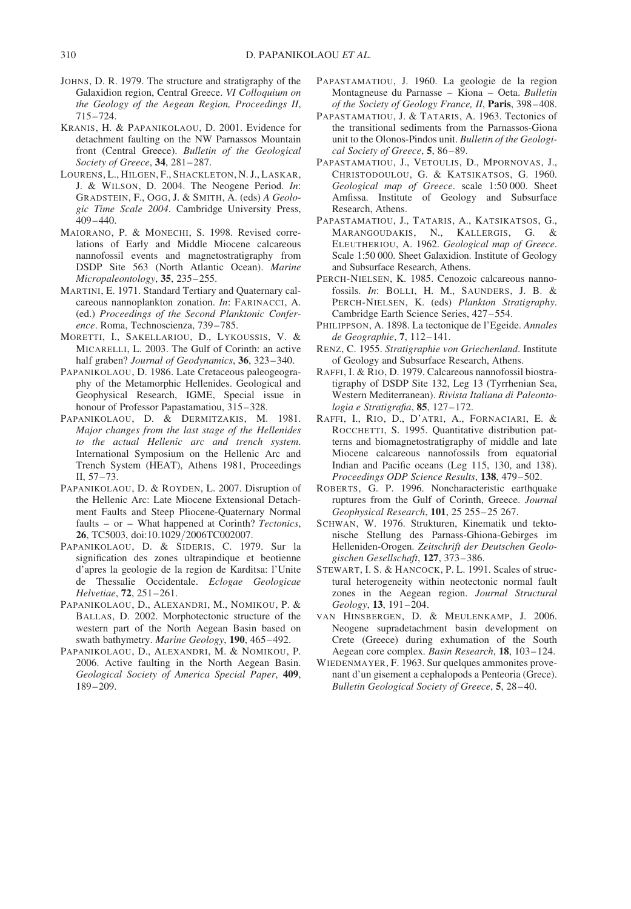JOHNS, D. R. 1979. The structure and stratigraphy of the Galaxidion region, Central Greece. *VI Colloquium on the Geology of the Aegean Region, Proceedings II*, 715–724.

KRANIS, H. & PAPANIKOLAOU, D. 2001. Evidence for detachment faulting on the NW Parnassos Mountain front (Central Greece). *Bulletin of the Geological Society of Greece*, **34**, 281–287.

LOURENS, L., HILGEN, F., SHACKLETON, N. J., LASKAR, J. & WILSON, D. 2004. The Neogene Period. *In*: GRADSTEIN, F., OGG, J. & SMITH, A. (eds) *A Geologic Time Scale 2004*. Cambridge University Press, 409–440.

MAIORANO, P. & MONECHI, S. 1998. Revised correlations of Early and Middle Miocene calcareous nannofossil events and magnetostratigraphy from DSDP Site 563 (North Atlantic Ocean). *Marine Micropaleontology*, **35**, 235–255.

MARTINI, E. 1971. Standard Tertiary and Quaternary calcareous nannoplankton zonation. *In*: FARINACCI, A. (ed.) *Proceedings of the Second Planktonic Conference*. Roma, Technoscienza, 739–785.

MORETTI, I., SAKELLARIOU, D., LYKOUSSIS, V. & MICARELLI, L. 2003. The Gulf of Corinth: an active half graben? *Journal of Geodynamics*, **36**, 323–340.

PAPANIKOLAOU, D. 1986. Late Cretaceous paleogeography of the Metamorphic Hellenides. Geological and Geophysical Research, IGME, Special issue in honour of Professor Papastamatiou, 315–328.

PAPANIKOLAOU, D. & DERMITZAKIS, M. 1981. *Major changes from the last stage of the Hellenides to the actual Hellenic arc and trench system*. International Symposium on the Hellenic Arc and Trench System (HEAT), Athens 1981, Proceedings II, 57–73.

PAPANIKOLAOU, D. & ROYDEN, L. 2007. Disruption of the Hellenic Arc: Late Miocene Extensional Detachment Faults and Steep Pliocene-Quaternary Normal faults – or – What happened at Corinth? *Tectonics*, **26**, TC5003, doi:10.1029/2006TC002007.

PAPANIKOLAOU, D. & SIDERIS, C. 1979. Sur la signification des zones ultrapindique et beotienne d'apres la geologie de la region de Karditsa: l'Unite de Thessalie Occidentale. *Eclogae Geologicae Helvetiae*, **72**, 251–261.

PAPANIKOLAOU, D., ALEXANDRI, M., NOMIKOU, P. & BALLAS, D. 2002. Morphotectonic structure of the western part of the North Aegean Basin based on swath bathymetry. *Marine Geology*, **190**, 465–492.

PAPANIKOLAOU, D., ALEXANDRI, M. & NOMIKOU, P. 2006. Active faulting in the North Aegean Basin. *Geological Society of America Special Paper*, **409**, 189–209.

PAPASTAMATIOU, J. 1960. La geologie de la region Montagneuse du Parnasse – Kiona – Oeta. *Bulletin of the Society of Geology France, II*, **Paris**, 398–408.

PAPASTAMATIOU, J. & TATARIS, A. 1963. Tectonics of the transitional sediments from the Parnassos-Giona unit to the Olonos-Pindos unit. *Bulletin of the Geological Society of Greece*, **5**, 86–89.

PAPASTAMATIOU, J., VETOULIS, D., MPORNOVAS, J., CHRISTODOULOU, G. & KATSIKATSOS, G. 1960. *Geological map of Greece*. scale 1:50 000. Sheet Amfissa. Institute of Geology and Subsurface Research, Athens.

PAPASTAMATIOU, J., TATARIS, A., KATSIKATSOS, G., MARANGOUDAKIS, N., KALLERGIS, G. & ELEUTHERIOU, A. 1962. *Geological map of Greece*. Scale 1:50 000. Sheet Galaxidion. Institute of Geology and Subsurface Research, Athens.

PERCH-NIELSEN, K. 1985. Cenozoic calcareous nannofossils. *In*: BOLLI, H. M., SAUNDERS, J. B. & PERCH-NIELSEN, K. (eds) *Plankton Stratigraphy*. Cambridge Earth Science Series, 427–554.

PHILIPPSON, A. 1898. La tectonique de l'Egeide. *Annales de Geographie*, **7**, 112–141.

RENZ, C. 1955. *Stratigraphie von Griechenland*. Institute of Geology and Subsurface Research, Athens.

RAFFI, I. & RIO, D. 1979. Calcareous nannofossil biostratigraphy of DSDP Site 132, Leg 13 (Tyrrhenian Sea, Western Mediterranean). *Rivista Italiana di Paleontologia e Stratigrafia*, **85**, 127–172.

RAFFI, I., RIO, D., D'ATRI, A., FORNACIARI, E. & ROCCHETTI, S. 1995. Quantitative distribution patterns and biomagnetostratigraphy of middle and late Miocene calcareous nannofossils from equatorial Indian and Pacific oceans (Leg 115, 130, and 138). *Proceedings ODP Science Results*, **138**, 479–502.

ROBERTS, G. P. 1996. Noncharacteristic earthquake ruptures from the Gulf of Corinth, Greece. *Journal Geophysical Research*, **101**, 25 255–25 267.

SCHWAN, W. 1976. Strukturen, Kinematik und tektonische Stellung des Parnass-Ghiona-Gebirges im Helleniden-Orogen. *Zeitschrift der Deutschen Geologischen Gesellschaft*, **127**, 373–386.

STEWART, I. S. & HANCOCK, P. L. 1991. Scales of structural heterogeneity within neotectonic normal fault zones in the Aegean region. *Journal Structural Geology*, **13**, 191–204.

VAN HINSBERGEN, D. & MEULENKAMP, J. 2006. Neogene supradetachment basin development on Crete (Greece) during exhumation of the South Aegean core complex. *Basin Research*, **18**, 103–124.

WIEDENMAYER, F. 1963. Sur quelques ammonites provenant d'un gisement a cephalopods a Penteoria (Grece). *Bulletin Geological Society of Greece*, **5**, 28–40.